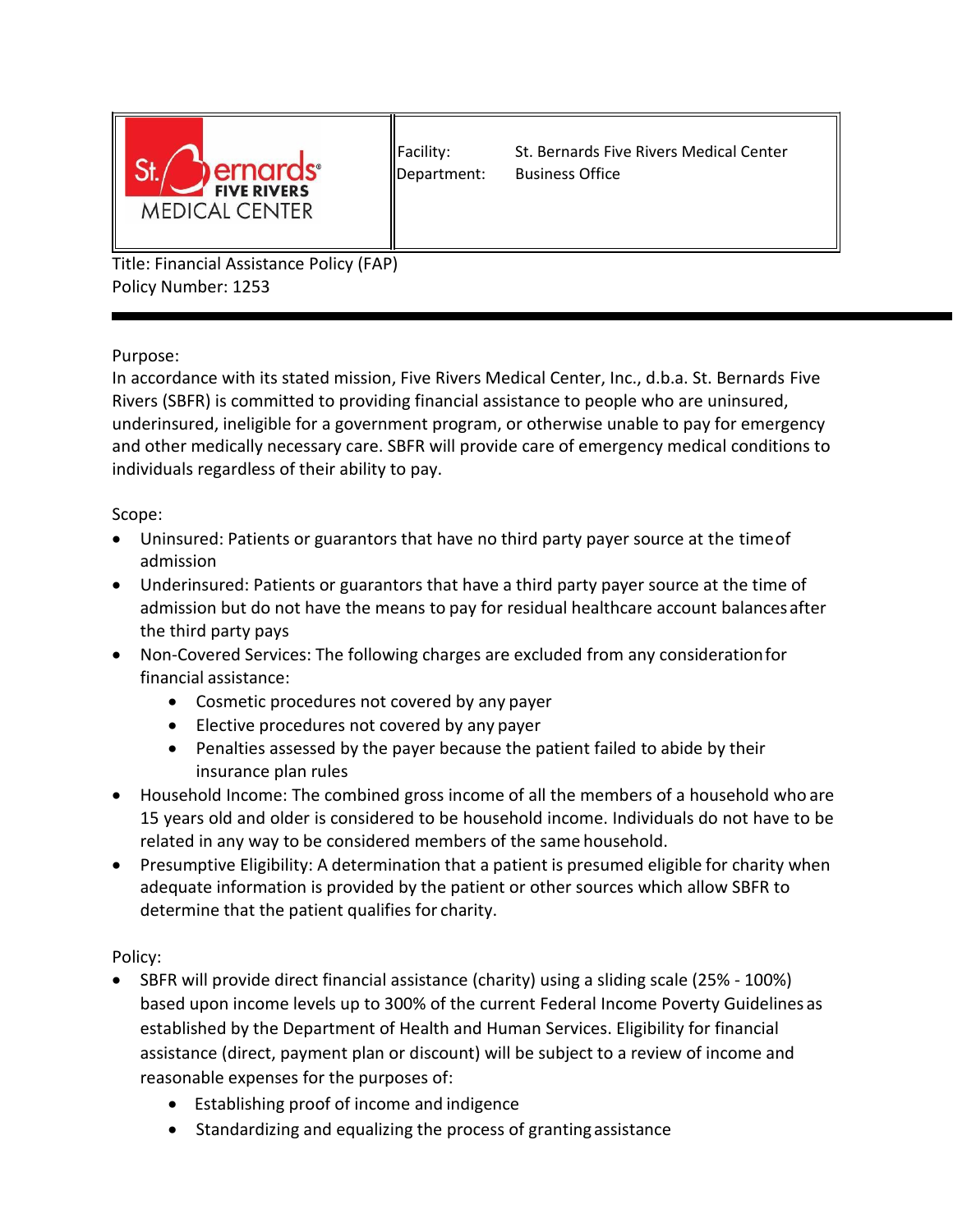| | |
|---|---|
| St. Bernards FIVE RIVERS MEDICAL CENTER | Facility: St. Bernards Five Rivers Medical Center<br>Department: Business Office |

Title: Financial Assistance Policy (FAP)
Policy Number: 1253

Purpose:
In accordance with its stated mission, Five Rivers Medical Center, Inc., d.b.a. St. Bernards Five Rivers (SBFR) is committed to providing financial assistance to people who are uninsured, underinsured, ineligible for a government program, or otherwise unable to pay for emergency and other medically necessary care. SBFR will provide care of emergency medical conditions to individuals regardless of their ability to pay.

Scope:

- Uninsured: Patients or guarantors that have no third party payer source at the time of admission
- Underinsured: Patients or guarantors that have a third party payer source at the time of admission but do not have the means to pay for residual healthcare account balances after the third party pays
- Non-Covered Services: The following charges are excluded from any consideration for financial assistance:
    - Cosmetic procedures not covered by any payer
    - Elective procedures not covered by any payer
    - Penalties assessed by the payer because the patient failed to abide by their insurance plan rules
- Household Income: The combined gross income of all the members of a household who are 15 years old and older is considered to be household income. Individuals do not have to be related in any way to be considered members of the same household.
- Presumptive Eligibility: A determination that a patient is presumed eligible for charity when adequate information is provided by the patient or other sources which allow SBFR to determine that the patient qualifies for charity.

Policy:

- SBFR will provide direct financial assistance (charity) using a sliding scale (25% - 100%) based upon income levels up to 300% of the current Federal Income Poverty Guidelines as established by the Department of Health and Human Services. Eligibility for financial assistance (direct, payment plan or discount) will be subject to a review of income and reasonable expenses for the purposes of:
    - Establishing proof of income and indigence
    - Standardizing and equalizing the process of granting assistance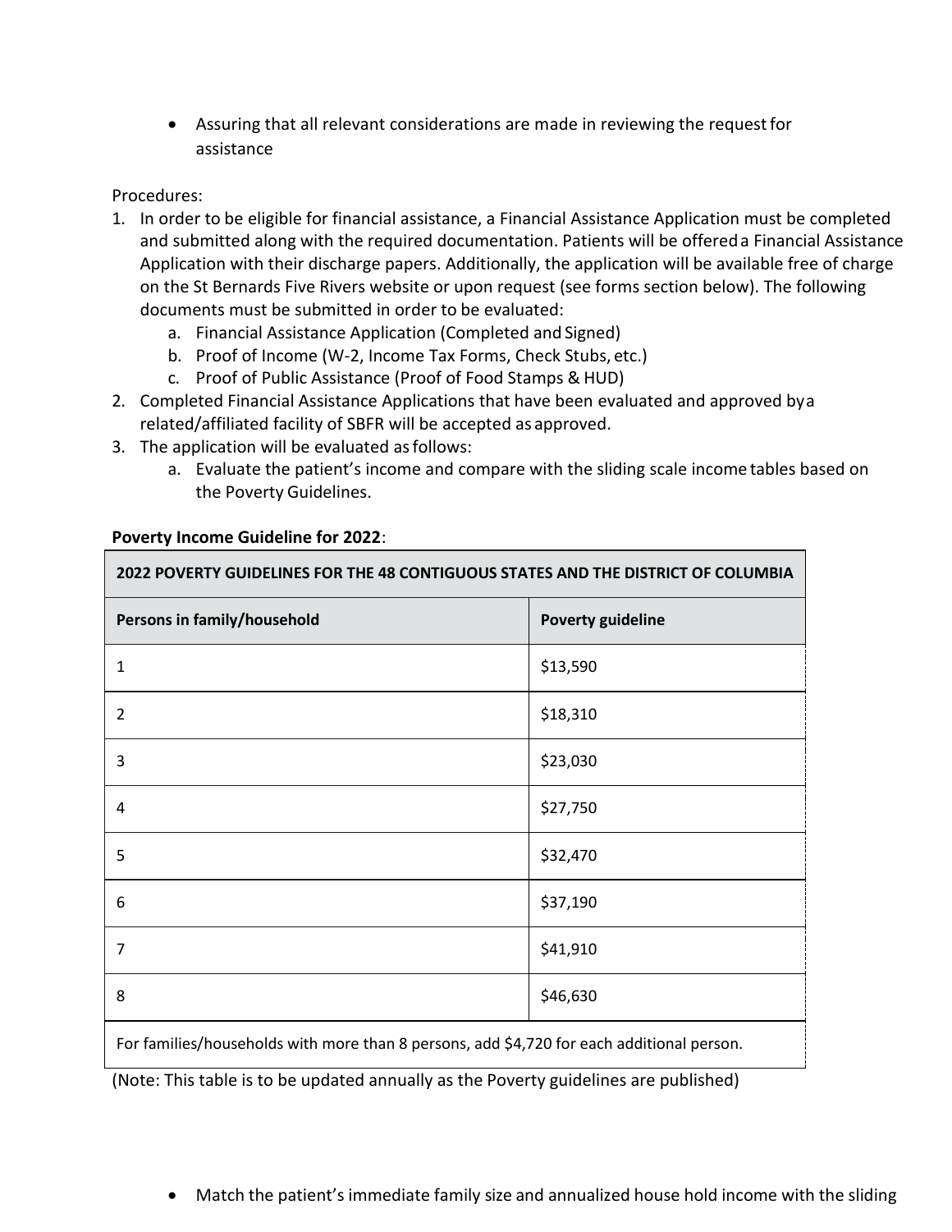- Assuring that all relevant considerations are made in reviewing the request for assistance

Procedures:

1. In order to be eligible for financial assistance, a Financial Assistance Application must be completed and submitted along with the required documentation. Patients will be offered a Financial Assistance Application with their discharge papers. Additionally, the application will be available free of charge on the St Bernards Five Rivers website or upon request (see forms section below). The following documents must be submitted in order to be evaluated:
   a. Financial Assistance Application (Completed and Signed)
   b. Proof of Income (W-2, Income Tax Forms, Check Stubs, etc.)
   c. Proof of Public Assistance (Proof of Food Stamps & HUD)
2. Completed Financial Assistance Applications that have been evaluated and approved by a related/affiliated facility of SBFR will be accepted as approved.
3. The application will be evaluated as follows:
   a. Evaluate the patient's income and compare with the sliding scale income tables based on the Poverty Guidelines.

**Poverty Income Guideline for 2022**:

| 2022 POVERTY GUIDELINES FOR THE 48 CONTIGUOUS STATES AND THE DISTRICT OF COLUMBIA | |
|---|---|
| **Persons in family/household** | **Poverty guideline** |
| 1 | $13,590 |
| 2 | $18,310 |
| 3 | $23,030 |
| 4 | $27,750 |
| 5 | $32,470 |
| 6 | $37,190 |
| 7 | $41,910 |
| 8 | $46,630 |
| For families/households with more than 8 persons, add $4,720 for each additional person. | |

(Note: This table is to be updated annually as the Poverty guidelines are published)

- Match the patient's immediate family size and annualized house hold income with the sliding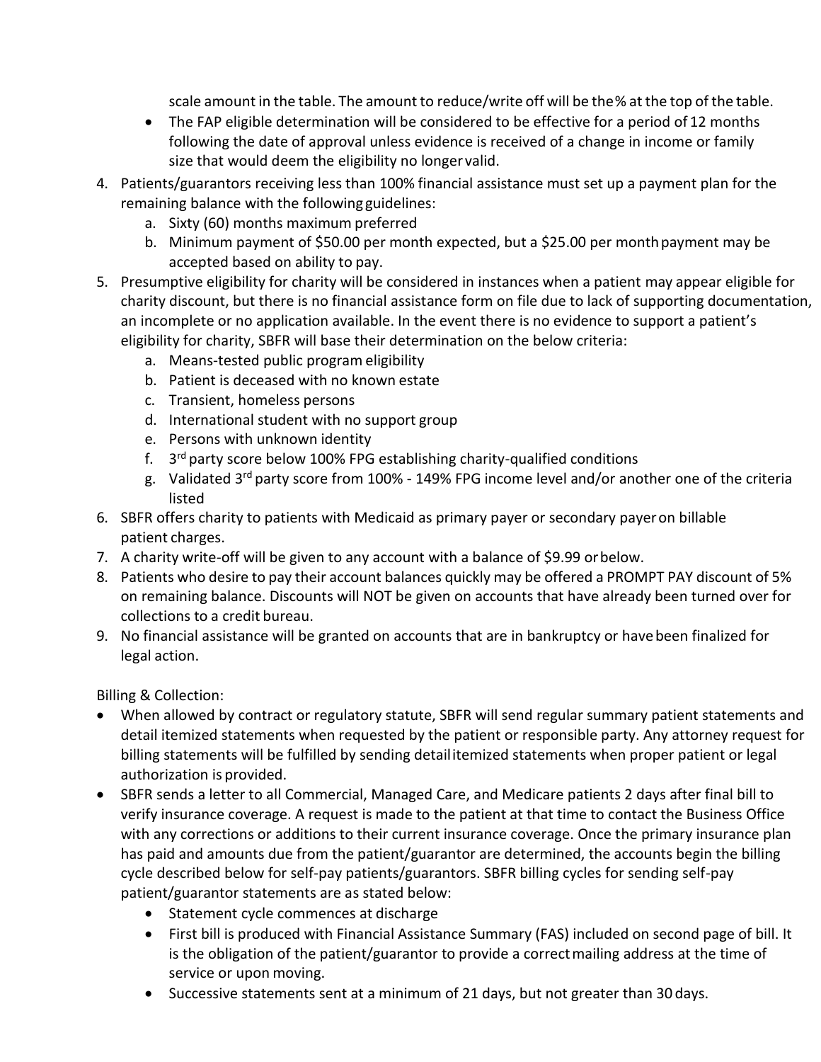scale amount in the table. The amount to reduce/write off will be the% at the top of the table.

- The FAP eligible determination will be considered to be effective for a period of 12 months following the date of approval unless evidence is received of a change in income or family size that would deem the eligibility no longer valid.

4. Patients/guarantors receiving less than 100% financial assistance must set up a payment plan for the remaining balance with the following guidelines:
   a. Sixty (60) months maximum preferred
   b. Minimum payment of $50.00 per month expected, but a $25.00 per month payment may be accepted based on ability to pay.
5. Presumptive eligibility for charity will be considered in instances when a patient may appear eligible for charity discount, but there is no financial assistance form on file due to lack of supporting documentation, an incomplete or no application available. In the event there is no evidence to support a patient's eligibility for charity, SBFR will base their determination on the below criteria:
   a. Means-tested public program eligibility
   b. Patient is deceased with no known estate
   c. Transient, homeless persons
   d. International student with no support group
   e. Persons with unknown identity
   f. 3rd party score below 100% FPG establishing charity-qualified conditions
   g. Validated 3rd party score from 100% - 149% FPG income level and/or another one of the criteria listed
6. SBFR offers charity to patients with Medicaid as primary payer or secondary payer on billable patient charges.
7. A charity write-off will be given to any account with a balance of $9.99 or below.
8. Patients who desire to pay their account balances quickly may be offered a PROMPT PAY discount of 5% on remaining balance. Discounts will NOT be given on accounts that have already been turned over for collections to a credit bureau.
9. No financial assistance will be granted on accounts that are in bankruptcy or have been finalized for legal action.

Billing & Collection:

- When allowed by contract or regulatory statute, SBFR will send regular summary patient statements and detail itemized statements when requested by the patient or responsible party. Any attorney request for billing statements will be fulfilled by sending detail itemized statements when proper patient or legal authorization is provided.
- SBFR sends a letter to all Commercial, Managed Care, and Medicare patients 2 days after final bill to verify insurance coverage. A request is made to the patient at that time to contact the Business Office with any corrections or additions to their current insurance coverage. Once the primary insurance plan has paid and amounts due from the patient/guarantor are determined, the accounts begin the billing cycle described below for self-pay patients/guarantors. SBFR billing cycles for sending self-pay patient/guarantor statements are as stated below:
  - Statement cycle commences at discharge
  - First bill is produced with Financial Assistance Summary (FAS) included on second page of bill. It is the obligation of the patient/guarantor to provide a correct mailing address at the time of service or upon moving.
  - Successive statements sent at a minimum of 21 days, but not greater than 30 days.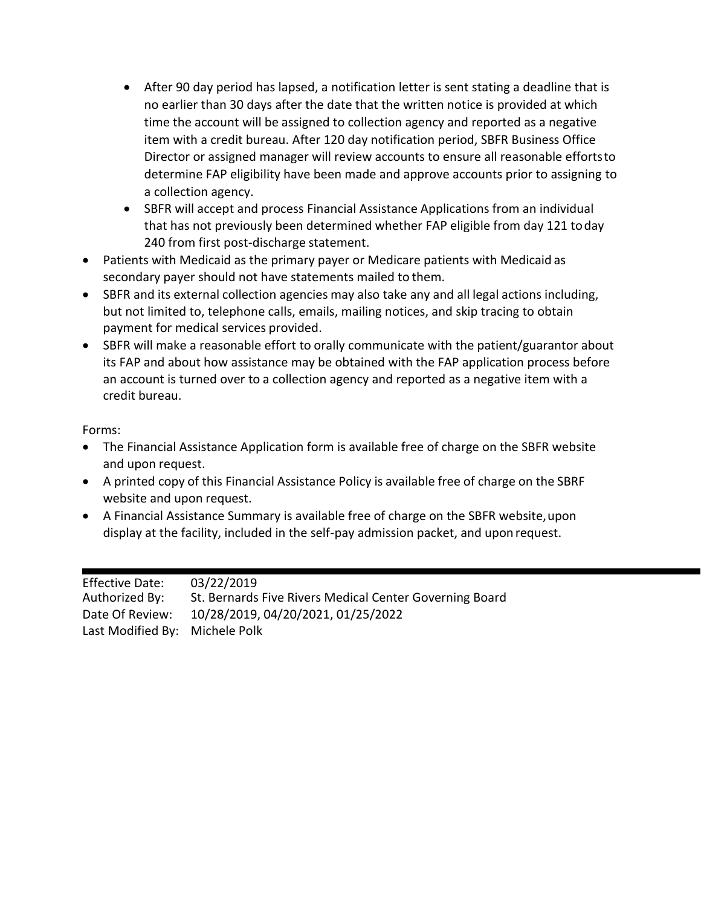- After 90 day period has lapsed, a notification letter is sent stating a deadline that is no earlier than 30 days after the date that the written notice is provided at which time the account will be assigned to collection agency and reported as a negative item with a credit bureau. After 120 day notification period, SBFR Business Office Director or assigned manager will review accounts to ensure all reasonable efforts to determine FAP eligibility have been made and approve accounts prior to assigning to a collection agency.
  - SBFR will accept and process Financial Assistance Applications from an individual that has not previously been determined whether FAP eligible from day 121 to day 240 from first post-discharge statement.
- Patients with Medicaid as the primary payer or Medicare patients with Medicaid as secondary payer should not have statements mailed to them.
- SBFR and its external collection agencies may also take any and all legal actions including, but not limited to, telephone calls, emails, mailing notices, and skip tracing to obtain payment for medical services provided.
- SBFR will make a reasonable effort to orally communicate with the patient/guarantor about its FAP and about how assistance may be obtained with the FAP application process before an account is turned over to a collection agency and reported as a negative item with a credit bureau.

Forms:

- The Financial Assistance Application form is available free of charge on the SBFR website and upon request.
- A printed copy of this Financial Assistance Policy is available free of charge on the SBRF website and upon request.
- A Financial Assistance Summary is available free of charge on the SBFR website, upon display at the facility, included in the self-pay admission packet, and upon request.

---

| | |
|---|---|
| Effective Date: | 03/22/2019 |
| Authorized By: | St. Bernards Five Rivers Medical Center Governing Board |
| Date Of Review: | 10/28/2019, 04/20/2021, 01/25/2022 |
| Last Modified By: | Michele Polk |